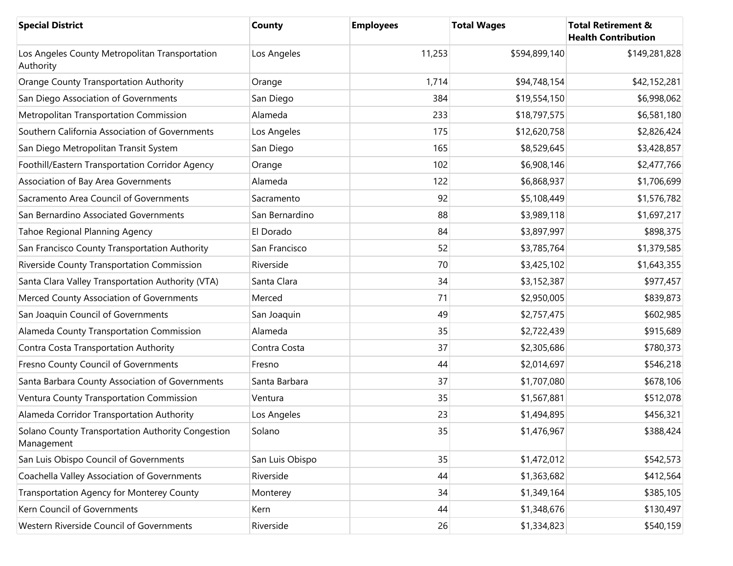| Special District | County | Employees | Total Wages | Total Retirement & Health Contribution |
| --- | --- | --- | --- | --- |
| Los Angeles County Metropolitan Transportation Authority | Los Angeles | 11,253 | $594,899,140 | $149,281,828 |
| Orange County Transportation Authority | Orange | 1,714 | $94,748,154 | $42,152,281 |
| San Diego Association of Governments | San Diego | 384 | $19,554,150 | $6,998,062 |
| Metropolitan Transportation Commission | Alameda | 233 | $18,797,575 | $6,581,180 |
| Southern California Association of Governments | Los Angeles | 175 | $12,620,758 | $2,826,424 |
| San Diego Metropolitan Transit System | San Diego | 165 | $8,529,645 | $3,428,857 |
| Foothill/Eastern Transportation Corridor Agency | Orange | 102 | $6,908,146 | $2,477,766 |
| Association of Bay Area Governments | Alameda | 122 | $6,868,937 | $1,706,699 |
| Sacramento Area Council of Governments | Sacramento | 92 | $5,108,449 | $1,576,782 |
| San Bernardino Associated Governments | San Bernardino | 88 | $3,989,118 | $1,697,217 |
| Tahoe Regional Planning Agency | El Dorado | 84 | $3,897,997 | $898,375 |
| San Francisco County Transportation Authority | San Francisco | 52 | $3,785,764 | $1,379,585 |
| Riverside County Transportation Commission | Riverside | 70 | $3,425,102 | $1,643,355 |
| Santa Clara Valley Transportation Authority (VTA) | Santa Clara | 34 | $3,152,387 | $977,457 |
| Merced County Association of Governments | Merced | 71 | $2,950,005 | $839,873 |
| San Joaquin Council of Governments | San Joaquin | 49 | $2,757,475 | $602,985 |
| Alameda County Transportation Commission | Alameda | 35 | $2,722,439 | $915,689 |
| Contra Costa Transportation Authority | Contra Costa | 37 | $2,305,686 | $780,373 |
| Fresno County Council of Governments | Fresno | 44 | $2,014,697 | $546,218 |
| Santa Barbara County Association of Governments | Santa Barbara | 37 | $1,707,080 | $678,106 |
| Ventura County Transportation Commission | Ventura | 35 | $1,567,881 | $512,078 |
| Alameda Corridor Transportation Authority | Los Angeles | 23 | $1,494,895 | $456,321 |
| Solano County Transportation Authority Congestion Management | Solano | 35 | $1,476,967 | $388,424 |
| San Luis Obispo Council of Governments | San Luis Obispo | 35 | $1,472,012 | $542,573 |
| Coachella Valley Association of Governments | Riverside | 44 | $1,363,682 | $412,564 |
| Transportation Agency for Monterey County | Monterey | 34 | $1,349,164 | $385,105 |
| Kern Council of Governments | Kern | 44 | $1,348,676 | $130,497 |
| Western Riverside Council of Governments | Riverside | 26 | $1,334,823 | $540,159 |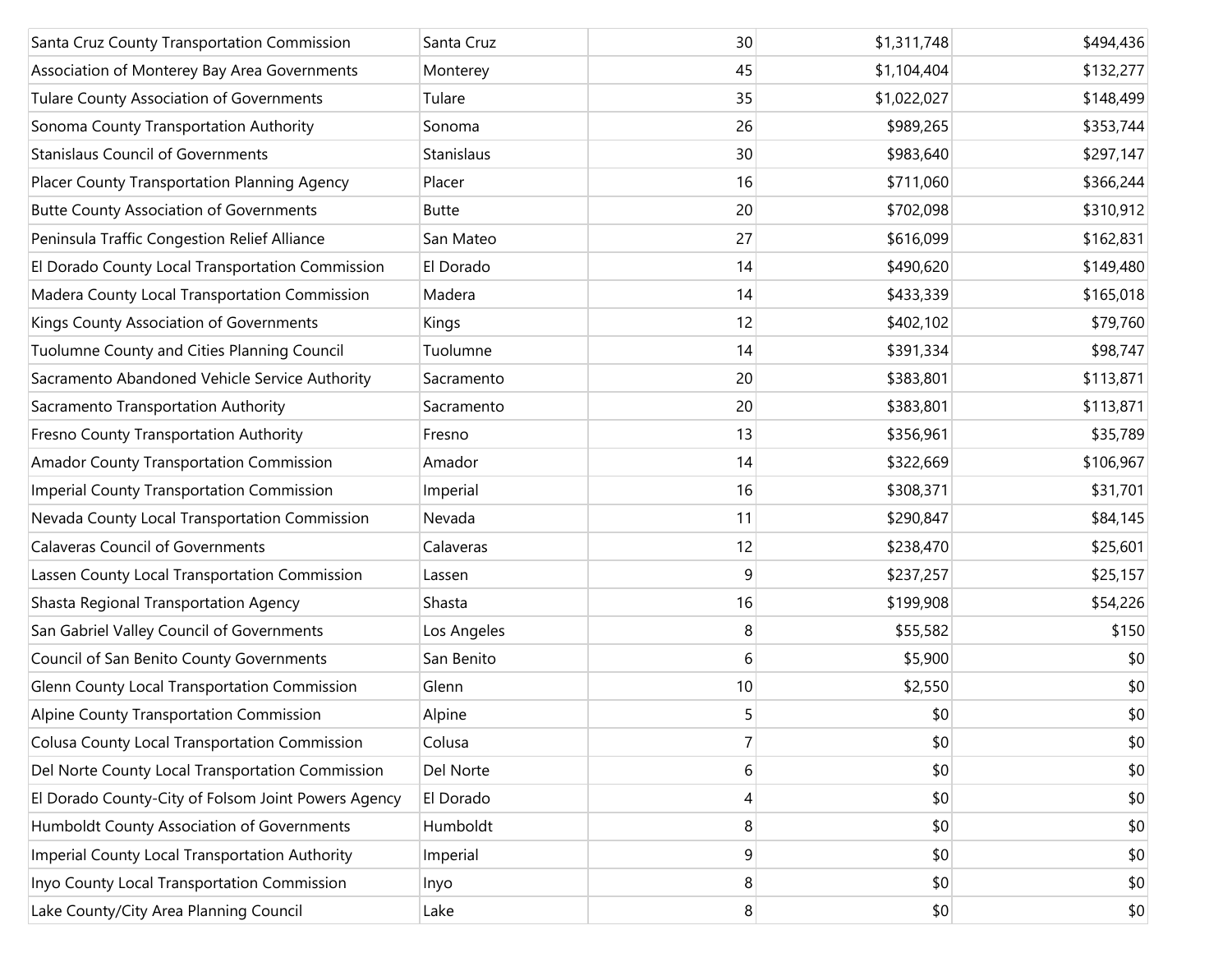| | | | | |
|---|---|---|---|---|
| Santa Cruz County Transportation Commission | Santa Cruz | 30 | $1,311,748 | $494,436 |
| Association of Monterey Bay Area Governments | Monterey | 45 | $1,104,404 | $132,277 |
| Tulare County Association of Governments | Tulare | 35 | $1,022,027 | $148,499 |
| Sonoma County Transportation Authority | Sonoma | 26 | $989,265 | $353,744 |
| Stanislaus Council of Governments | Stanislaus | 30 | $983,640 | $297,147 |
| Placer County Transportation Planning Agency | Placer | 16 | $711,060 | $366,244 |
| Butte County Association of Governments | Butte | 20 | $702,098 | $310,912 |
| Peninsula Traffic Congestion Relief Alliance | San Mateo | 27 | $616,099 | $162,831 |
| El Dorado County Local Transportation Commission | El Dorado | 14 | $490,620 | $149,480 |
| Madera County Local Transportation Commission | Madera | 14 | $433,339 | $165,018 |
| Kings County Association of Governments | Kings | 12 | $402,102 | $79,760 |
| Tuolumne County and Cities Planning Council | Tuolumne | 14 | $391,334 | $98,747 |
| Sacramento Abandoned Vehicle Service Authority | Sacramento | 20 | $383,801 | $113,871 |
| Sacramento Transportation Authority | Sacramento | 20 | $383,801 | $113,871 |
| Fresno County Transportation Authority | Fresno | 13 | $356,961 | $35,789 |
| Amador County Transportation Commission | Amador | 14 | $322,669 | $106,967 |
| Imperial County Transportation Commission | Imperial | 16 | $308,371 | $31,701 |
| Nevada County Local Transportation Commission | Nevada | 11 | $290,847 | $84,145 |
| Calaveras Council of Governments | Calaveras | 12 | $238,470 | $25,601 |
| Lassen County Local Transportation Commission | Lassen | 9 | $237,257 | $25,157 |
| Shasta Regional Transportation Agency | Shasta | 16 | $199,908 | $54,226 |
| San Gabriel Valley Council of Governments | Los Angeles | 8 | $55,582 | $150 |
| Council of San Benito County Governments | San Benito | 6 | $5,900 | $0 |
| Glenn County Local Transportation Commission | Glenn | 10 | $2,550 | $0 |
| Alpine County Transportation Commission | Alpine | 5 | $0 | $0 |
| Colusa County Local Transportation Commission | Colusa | 7 | $0 | $0 |
| Del Norte County Local Transportation Commission | Del Norte | 6 | $0 | $0 |
| El Dorado County-City of Folsom Joint Powers Agency | El Dorado | 4 | $0 | $0 |
| Humboldt County Association of Governments | Humboldt | 8 | $0 | $0 |
| Imperial County Local Transportation Authority | Imperial | 9 | $0 | $0 |
| Inyo County Local Transportation Commission | Inyo | 8 | $0 | $0 |
| Lake County/City Area Planning Council | Lake | 8 | $0 | $0 |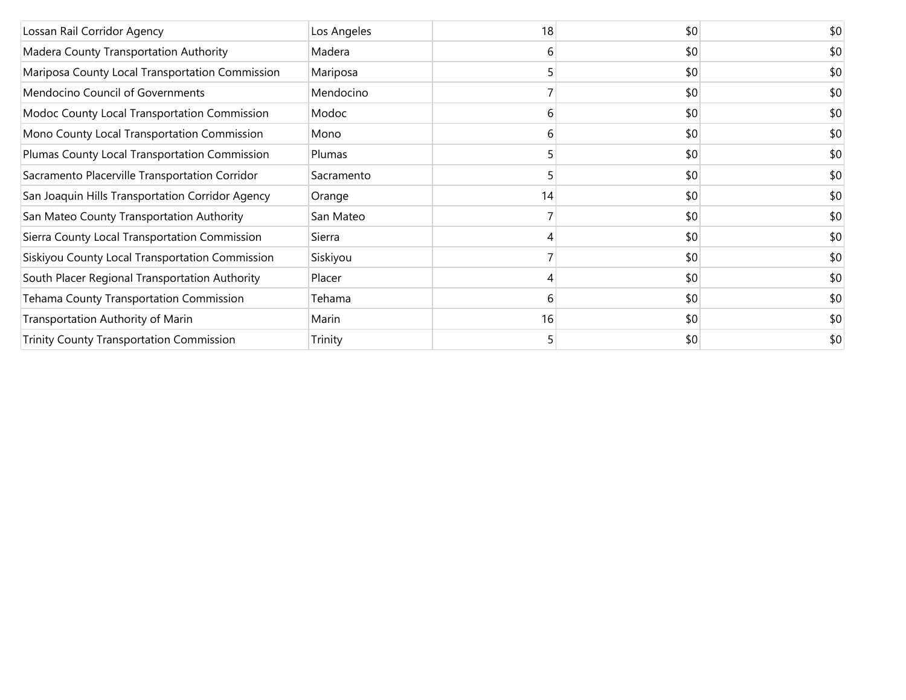| | | | | |
|---|---|---|---|---|
| Lossan Rail Corridor Agency | Los Angeles | 18 | $0 | $0 |
| Madera County Transportation Authority | Madera | 6 | $0 | $0 |
| Mariposa County Local Transportation Commission | Mariposa | 5 | $0 | $0 |
| Mendocino Council of Governments | Mendocino | 7 | $0 | $0 |
| Modoc County Local Transportation Commission | Modoc | 6 | $0 | $0 |
| Mono County Local Transportation Commission | Mono | 6 | $0 | $0 |
| Plumas County Local Transportation Commission | Plumas | 5 | $0 | $0 |
| Sacramento Placerville Transportation Corridor | Sacramento | 5 | $0 | $0 |
| San Joaquin Hills Transportation Corridor Agency | Orange | 14 | $0 | $0 |
| San Mateo County Transportation Authority | San Mateo | 7 | $0 | $0 |
| Sierra County Local Transportation Commission | Sierra | 4 | $0 | $0 |
| Siskiyou County Local Transportation Commission | Siskiyou | 7 | $0 | $0 |
| South Placer Regional Transportation Authority | Placer | 4 | $0 | $0 |
| Tehama County Transportation Commission | Tehama | 6 | $0 | $0 |
| Transportation Authority of Marin | Marin | 16 | $0 | $0 |
| Trinity County Transportation Commission | Trinity | 5 | $0 | $0 |